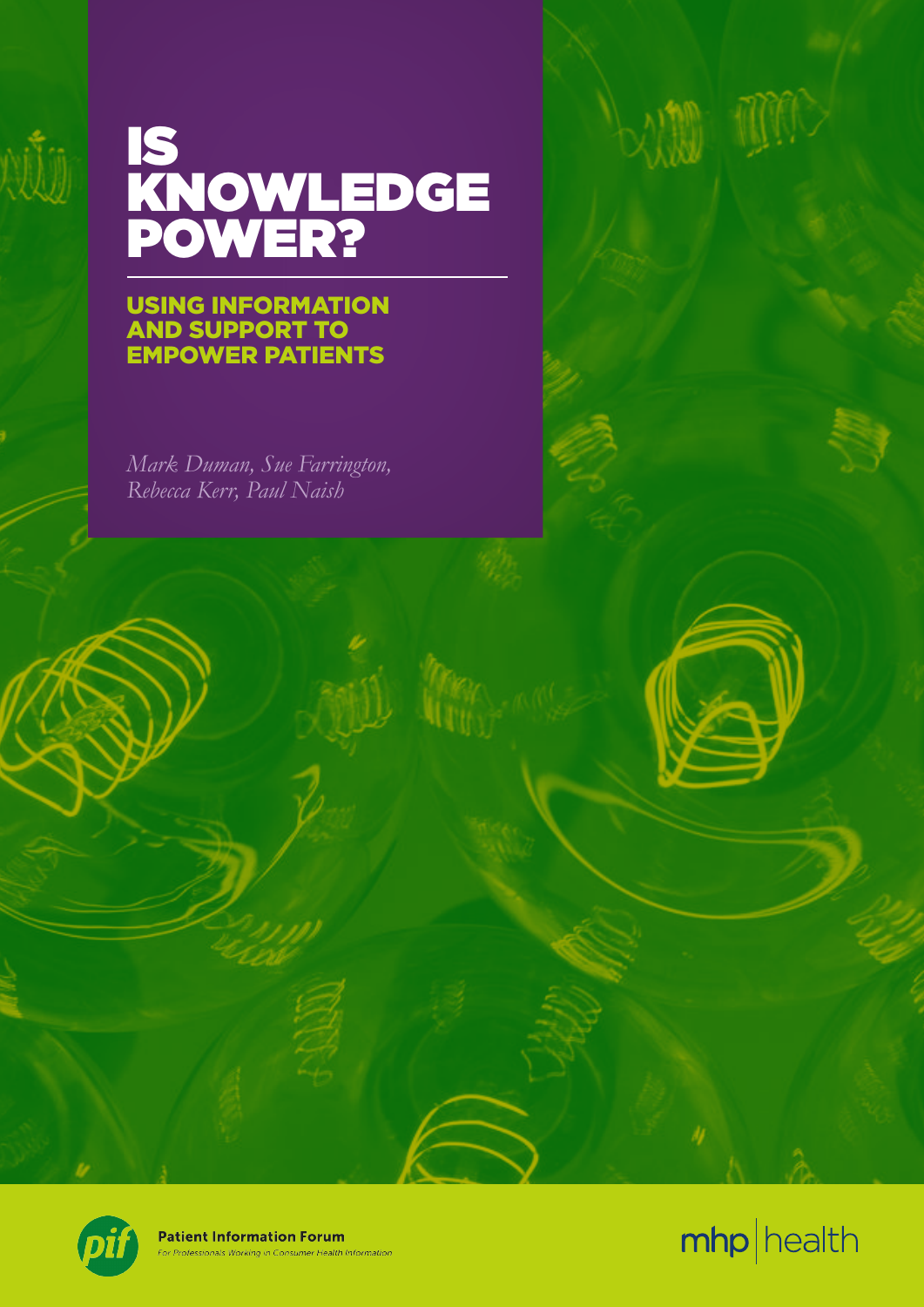# IS KNOWLEDGE POWER?

## USING INFORMATION AND SUPPORT TO EMPOWER PATIENTS

*Mark Duman, Sue Farrington, Rebecca Kerr, Paul Naish*

Patient Information Forum
For Professionals Working in Consumer Health Information

mhp | health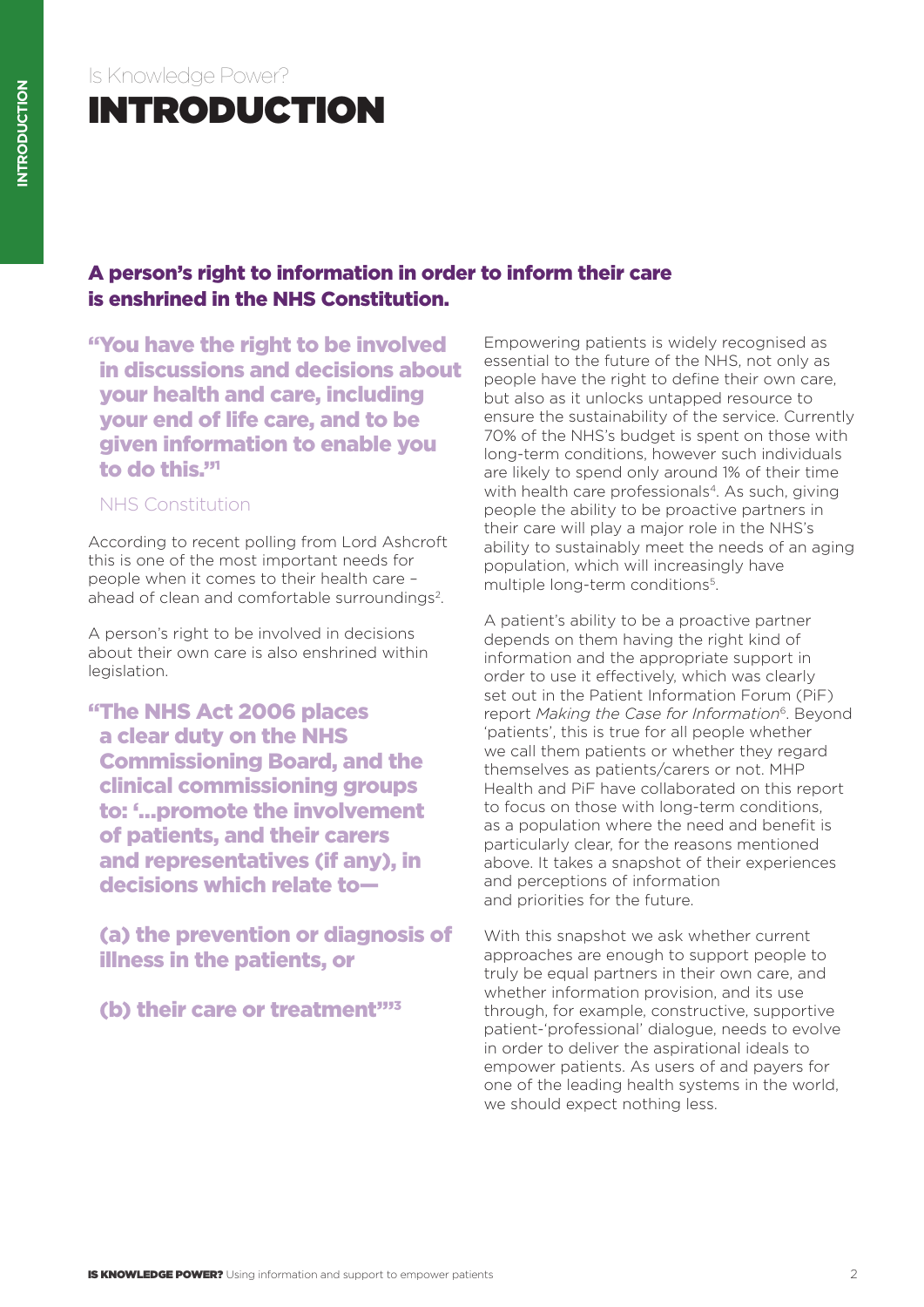Is Knowledge Power?

# INTRODUCTION

**A person's right to information in order to inform their care is enshrined in the NHS Constitution.**

> **"You have the right to be involved in discussions and decisions about your health and care, including your end of life care, and to be given information to enable you to do this."[1]**
>
> NHS Constitution

According to recent polling from Lord Ashcroft this is one of the most important needs for people when it comes to their health care – ahead of clean and comfortable surroundings[2].

A person's right to be involved in decisions about their own care is also enshrined within legislation.

> **"The NHS Act 2006 places a clear duty on the NHS Commissioning Board, and the clinical commissioning groups to: '...promote the involvement of patients, and their carers and representatives (if any), in decisions which relate to—**
>
> **(a) the prevention or diagnosis of illness in the patients, or**
>
> **(b) their care or treatment'"[3]**

Empowering patients is widely recognised as essential to the future of the NHS, not only as people have the right to define their own care, but also as it unlocks untapped resource to ensure the sustainability of the service. Currently 70% of the NHS's budget is spent on those with long-term conditions, however such individuals are likely to spend only around 1% of their time with health care professionals[4]. As such, giving people the ability to be proactive partners in their care will play a major role in the NHS's ability to sustainably meet the needs of an aging population, which will increasingly have multiple long-term conditions[5].

A patient's ability to be a proactive partner depends on them having the right kind of information and the appropriate support in order to use it effectively, which was clearly set out in the Patient Information Forum (PiF) report *Making the Case for Information*[6]. Beyond 'patients', this is true for all people whether we call them patients or whether they regard themselves as patients/carers or not. MHP Health and PiF have collaborated on this report to focus on those with long-term conditions, as a population where the need and benefit is particularly clear, for the reasons mentioned above. It takes a snapshot of their experiences and perceptions of information and priorities for the future.

With this snapshot we ask whether current approaches are enough to support people to truly be equal partners in their own care, and whether information provision, and its use through, for example, constructive, supportive patient-'professional' dialogue, needs to evolve in order to deliver the aspirational ideals to empower patients. As users of and payers for one of the leading health systems in the world, we should expect nothing less.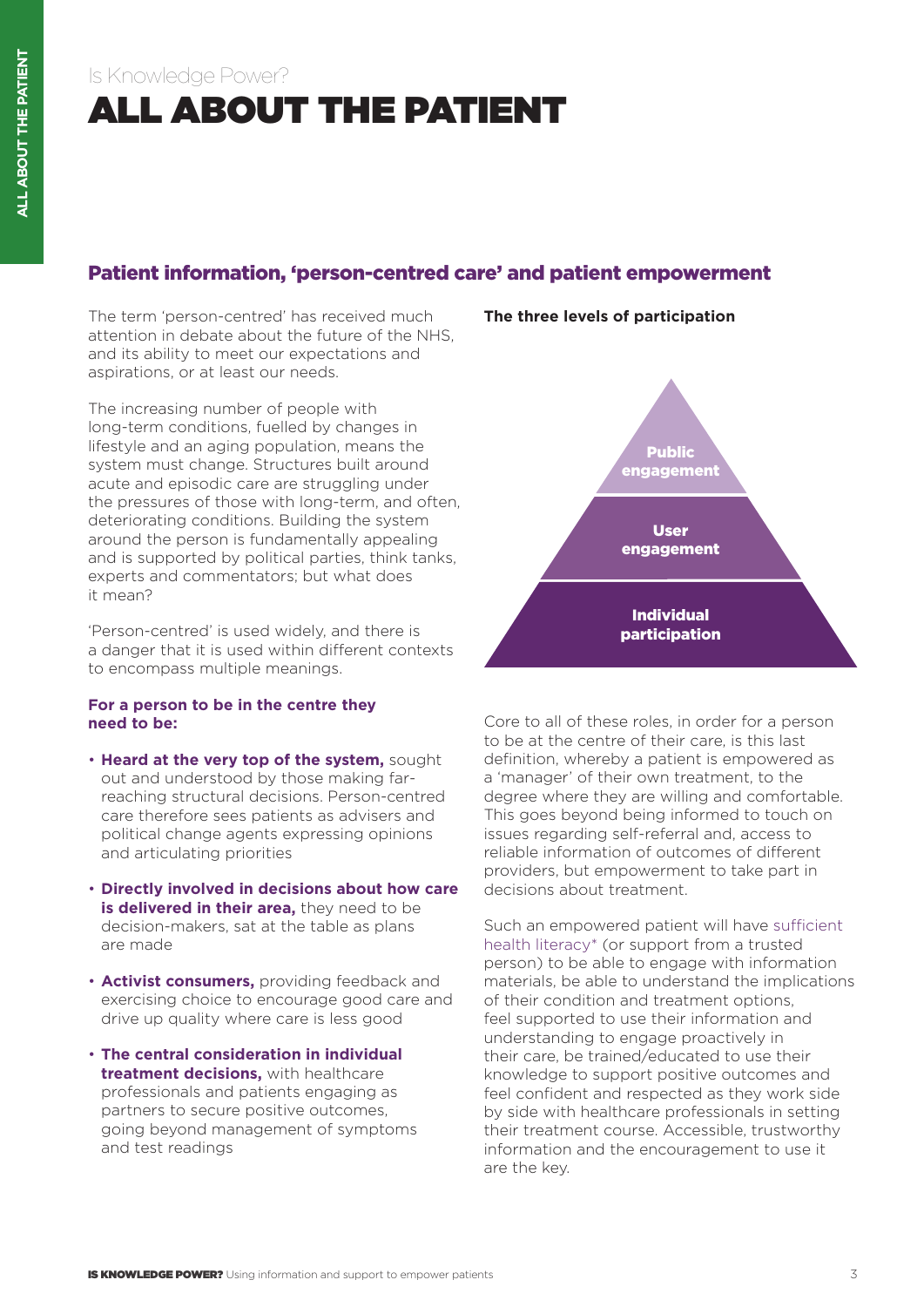Is Knowledge Power?

# ALL ABOUT THE PATIENT

## Patient information, 'person-centred care' and patient empowerment

The term 'person-centred' has received much attention in debate about the future of the NHS, and its ability to meet our expectations and aspirations, or at least our needs.

The increasing number of people with long-term conditions, fuelled by changes in lifestyle and an aging population, means the system must change. Structures built around acute and episodic care are struggling under the pressures of those with long-term, and often, deteriorating conditions. Building the system around the person is fundamentally appealing and is supported by political parties, think tanks, experts and commentators; but what does it mean?

'Person-centred' is used widely, and there is a danger that it is used within different contexts to encompass multiple meanings.

**For a person to be in the centre they need to be:**

- **Heard at the very top of the system,** sought out and understood by those making far-reaching structural decisions. Person-centred care therefore sees patients as advisers and political change agents expressing opinions and articulating priorities
- **Directly involved in decisions about how care is delivered in their area,** they need to be decision-makers, sat at the table as plans are made
- **Activist consumers,** providing feedback and exercising choice to encourage good care and drive up quality where care is less good
- **The central consideration in individual treatment decisions,** with healthcare professionals and patients engaging as partners to secure positive outcomes, going beyond management of symptoms and test readings

**The three levels of participation**

Public engagement

User engagement

Individual participation

Core to all of these roles, in order for a person to be at the centre of their care, is this last definition, whereby a patient is empowered as a 'manager' of their own treatment, to the degree where they are willing and comfortable. This goes beyond being informed to touch on issues regarding self-referral and, access to reliable information of outcomes of different providers, but empowerment to take part in decisions about treatment.

Such an empowered patient will have sufficient health literacy* (or support from a trusted person) to be able to engage with information materials, be able to understand the implications of their condition and treatment options, feel supported to use their information and understanding to engage proactively in their care, be trained/educated to use their knowledge to support positive outcomes and feel confident and respected as they work side by side with healthcare professionals in setting their treatment course. Accessible, trustworthy information and the encouragement to use it are the key.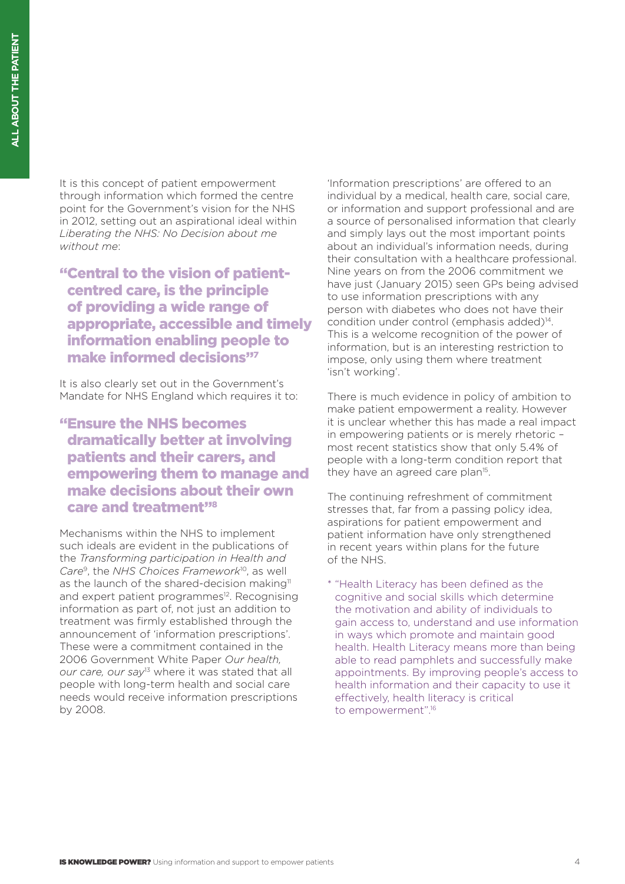It is this concept of patient empowerment through information which formed the centre point for the Government's vision for the NHS in 2012, setting out an aspirational ideal within *Liberating the NHS: No Decision about me without me*:

> **"Central to the vision of patient-centred care, is the principle of providing a wide range of appropriate, accessible and timely information enabling people to make informed decisions"[7]**

It is also clearly set out in the Government's Mandate for NHS England which requires it to:

> **"Ensure the NHS becomes dramatically better at involving patients and their carers, and empowering them to manage and make decisions about their own care and treatment"[8]**

Mechanisms within the NHS to implement such ideals are evident in the publications of the *Transforming participation in Health and Care*[9], the *NHS Choices Framework*[10], as well as the launch of the shared-decision making[11] and expert patient programmes[12]. Recognising information as part of, not just an addition to treatment was firmly established through the announcement of 'information prescriptions'. These were a commitment contained in the 2006 Government White Paper *Our health, our care, our say*[13] where it was stated that all people with long-term health and social care needs would receive information prescriptions by 2008.

'Information prescriptions' are offered to an individual by a medical, health care, social care, or information and support professional and are a source of personalised information that clearly and simply lays out the most important points about an individual's information needs, during their consultation with a healthcare professional. Nine years on from the 2006 commitment we have just (January 2015) seen GPs being advised to use information prescriptions with any person with diabetes who does not have their condition under control (emphasis added)[14]. This is a welcome recognition of the power of information, but is an interesting restriction to impose, only using them where treatment 'isn't working'.

There is much evidence in policy of ambition to make patient empowerment a reality. However it is unclear whether this has made a real impact in empowering patients or is merely rhetoric – most recent statistics show that only 5.4% of people with a long-term condition report that they have an agreed care plan[15].

The continuing refreshment of commitment stresses that, far from a passing policy idea, aspirations for patient empowerment and patient information have only strengthened in recent years within plans for the future of the NHS.

\* "Health Literacy has been defined as the cognitive and social skills which determine the motivation and ability of individuals to gain access to, understand and use information in ways which promote and maintain good health. Health Literacy means more than being able to read pamphlets and successfully make appointments. By improving people's access to health information and their capacity to use it effectively, health literacy is critical to empowerment".[16]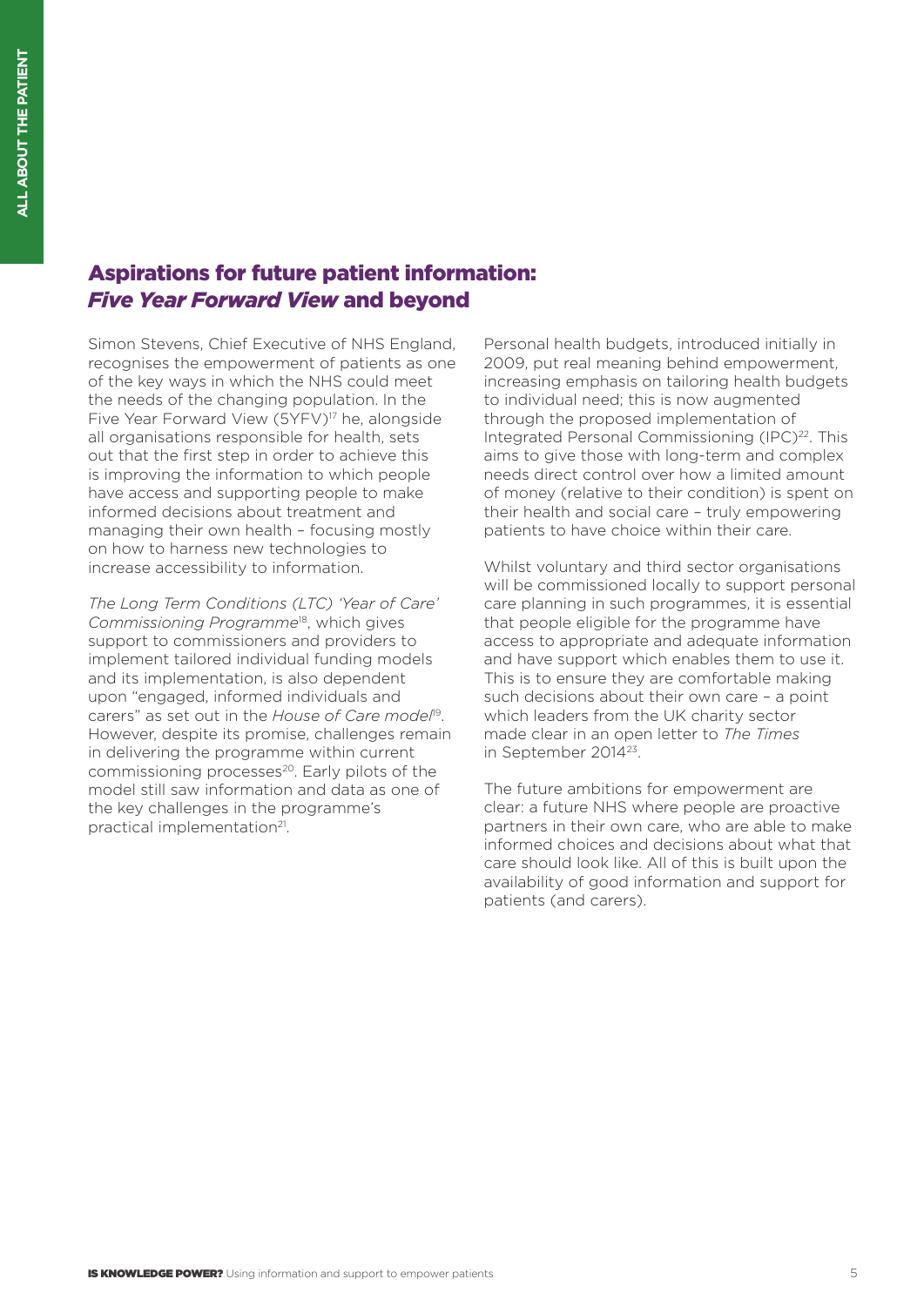## Aspirations for future patient information: *Five Year Forward View* and beyond

Simon Stevens, Chief Executive of NHS England, recognises the empowerment of patients as one of the key ways in which the NHS could meet the needs of the changing population. In the Five Year Forward View (5YFV)[17] he, alongside all organisations responsible for health, sets out that the first step in order to achieve this is improving the information to which people have access and supporting people to make informed decisions about treatment and managing their own health – focusing mostly on how to harness new technologies to increase accessibility to information.

*The Long Term Conditions (LTC) 'Year of Care' Commissioning Programme*[18], which gives support to commissioners and providers to implement tailored individual funding models and its implementation, is also dependent upon "engaged, informed individuals and carers" as set out in the *House of Care model*[19]. However, despite its promise, challenges remain in delivering the programme within current commissioning processes[20]. Early pilots of the model still saw information and data as one of the key challenges in the programme's practical implementation[21].

Personal health budgets, introduced initially in 2009, put real meaning behind empowerment, increasing emphasis on tailoring health budgets to individual need; this is now augmented through the proposed implementation of Integrated Personal Commissioning (IPC)[22]. This aims to give those with long-term and complex needs direct control over how a limited amount of money (relative to their condition) is spent on their health and social care – truly empowering patients to have choice within their care.

Whilst voluntary and third sector organisations will be commissioned locally to support personal care planning in such programmes, it is essential that people eligible for the programme have access to appropriate and adequate information and have support which enables them to use it. This is to ensure they are comfortable making such decisions about their own care – a point which leaders from the UK charity sector made clear in an open letter to *The Times* in September 2014[23].

The future ambitions for empowerment are clear: a future NHS where people are proactive partners in their own care, who are able to make informed choices and decisions about what that care should look like. All of this is built upon the availability of good information and support for patients (and carers).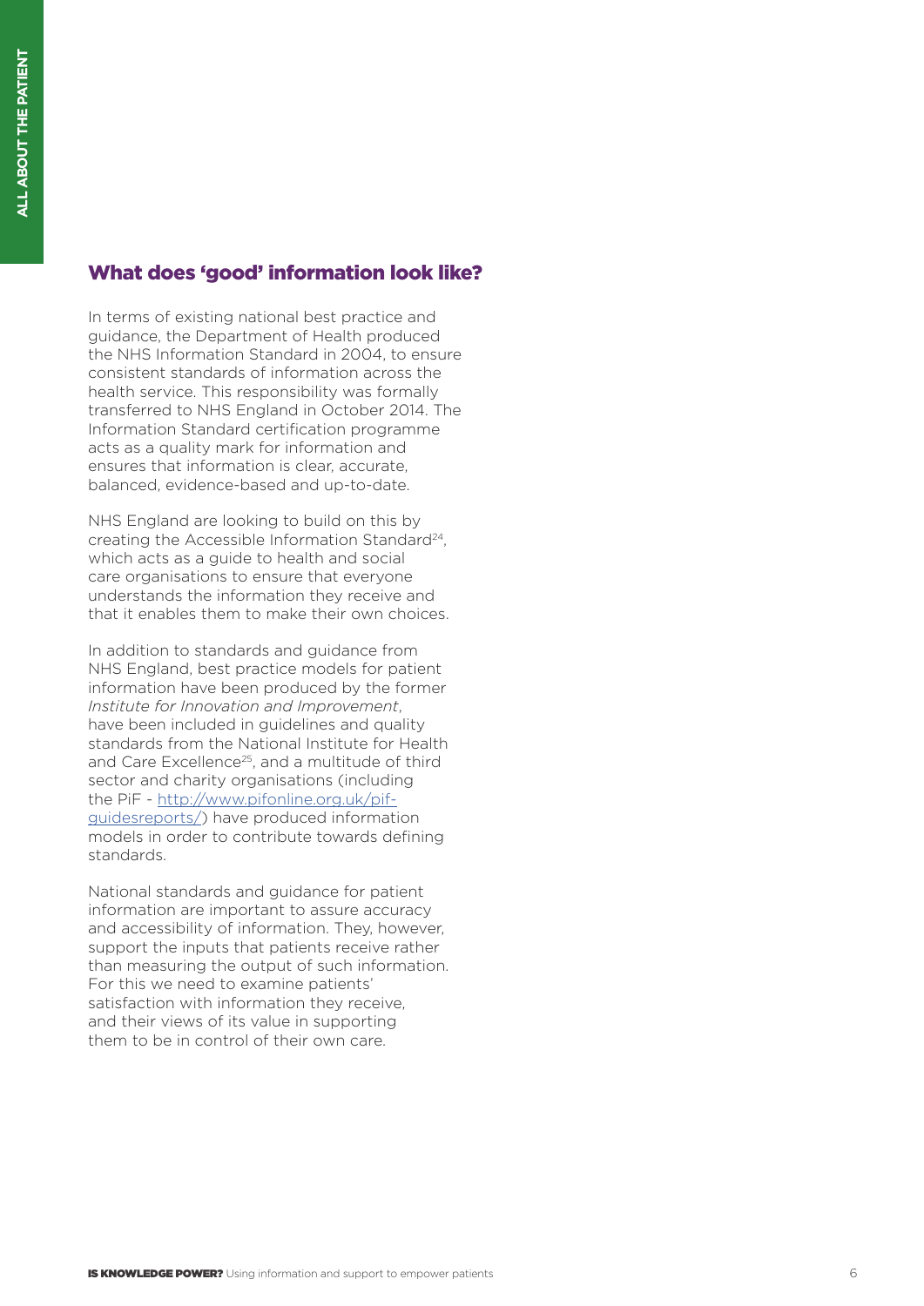## What does 'good' information look like?

In terms of existing national best practice and guidance, the Department of Health produced the NHS Information Standard in 2004, to ensure consistent standards of information across the health service. This responsibility was formally transferred to NHS England in October 2014. The Information Standard certification programme acts as a quality mark for information and ensures that information is clear, accurate, balanced, evidence-based and up-to-date.

NHS England are looking to build on this by creating the Accessible Information Standard[24], which acts as a guide to health and social care organisations to ensure that everyone understands the information they receive and that it enables them to make their own choices.

In addition to standards and guidance from NHS England, best practice models for patient information have been produced by the former *Institute for Innovation and Improvement*, have been included in guidelines and quality standards from the National Institute for Health and Care Excellence[25], and a multitude of third sector and charity organisations (including the PiF - [http://www.pifonline.org.uk/pif-guidesreports/](http://www.pifonline.org.uk/pif-guidesreports/)) have produced information models in order to contribute towards defining standards.

National standards and guidance for patient information are important to assure accuracy and accessibility of information. They, however, support the inputs that patients receive rather than measuring the output of such information. For this we need to examine patients' satisfaction with information they receive, and their views of its value in supporting them to be in control of their own care.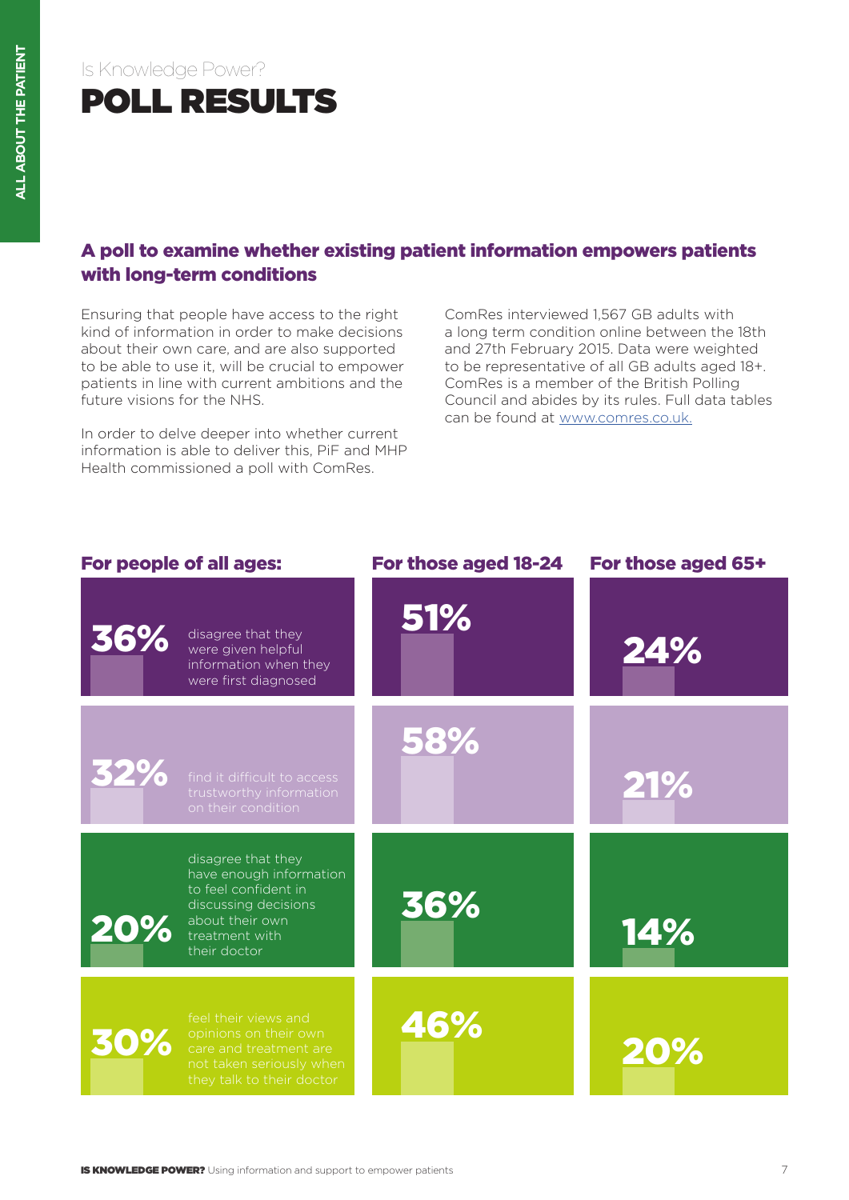Is Knowledge Power?

# POLL RESULTS

## A poll to examine whether existing patient information empowers patients with long-term conditions

Ensuring that people have access to the right kind of information in order to make decisions about their own care, and are also supported to be able to use it, will be crucial to empower patients in line with current ambitions and the future visions for the NHS.

In order to delve deeper into whether current information is able to deliver this, PiF and MHP Health commissioned a poll with ComRes.

ComRes interviewed 1,567 GB adults with a long term condition online between the 18th and 27th February 2015. Data were weighted to be representative of all GB adults aged 18+. ComRes is a member of the British Polling Council and abides by its rules. Full data tables can be found at [www.comres.co.uk.](http://www.comres.co.uk)

**For people of all ages:**

36% disagree that they were given helpful information when they were first diagnosed

32% find it difficult to access trustworthy information on their condition

20% disagree that they have enough information to feel confident in discussing decisions about their own treatment with their doctor

30% feel their views and opinions on their own care and treatment are not taken seriously when they talk to their doctor

**For those aged 18-24**

51%

58%

36%

46%

**For those aged 65+**

24%

21%

14%

20%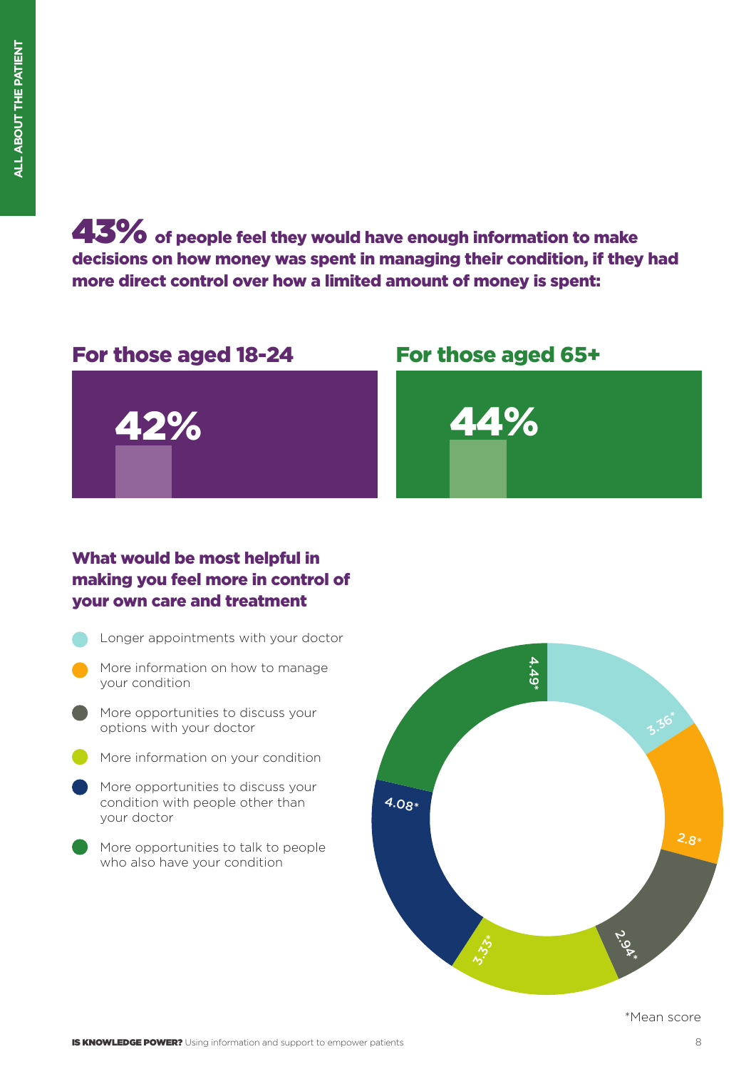**43%** of people feel they would have enough information to make decisions on how money was spent in managing their condition, if they had more direct control over how a limited amount of money is spent:

## For those aged 18-24

42%

## For those aged 65+

44%

### What would be most helpful in making you feel more in control of your own care and treatment

- Longer appointments with your doctor
- More information on how to manage your condition
- More opportunities to discuss your options with your doctor
- More information on your condition
- More opportunities to discuss your condition with people other than your doctor
- More opportunities to talk to people who also have your condition

4.49*

3.36*

2.8*

2.94*

3.33*

4.08*

*Mean score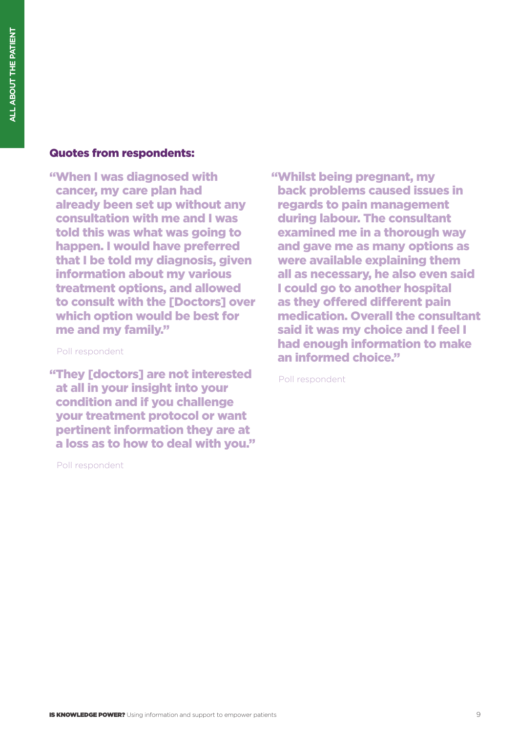**Quotes from respondents:**

**"When I was diagnosed with cancer, my care plan had already been set up without any consultation with me and I was told this was what was going to happen. I would have preferred that I be told my diagnosis, given information about my various treatment options, and allowed to consult with the [Doctors] over which option would be best for me and my family."**

Poll respondent

**"They [doctors] are not interested at all in your insight into your condition and if you challenge your treatment protocol or want pertinent information they are at a loss as to how to deal with you."**

Poll respondent

**"Whilst being pregnant, my back problems caused issues in regards to pain management during labour. The consultant examined me in a thorough way and gave me as many options as were available explaining them all as necessary, he also even said I could go to another hospital as they offered different pain medication. Overall the consultant said it was my choice and I feel I had enough information to make an informed choice."**

Poll respondent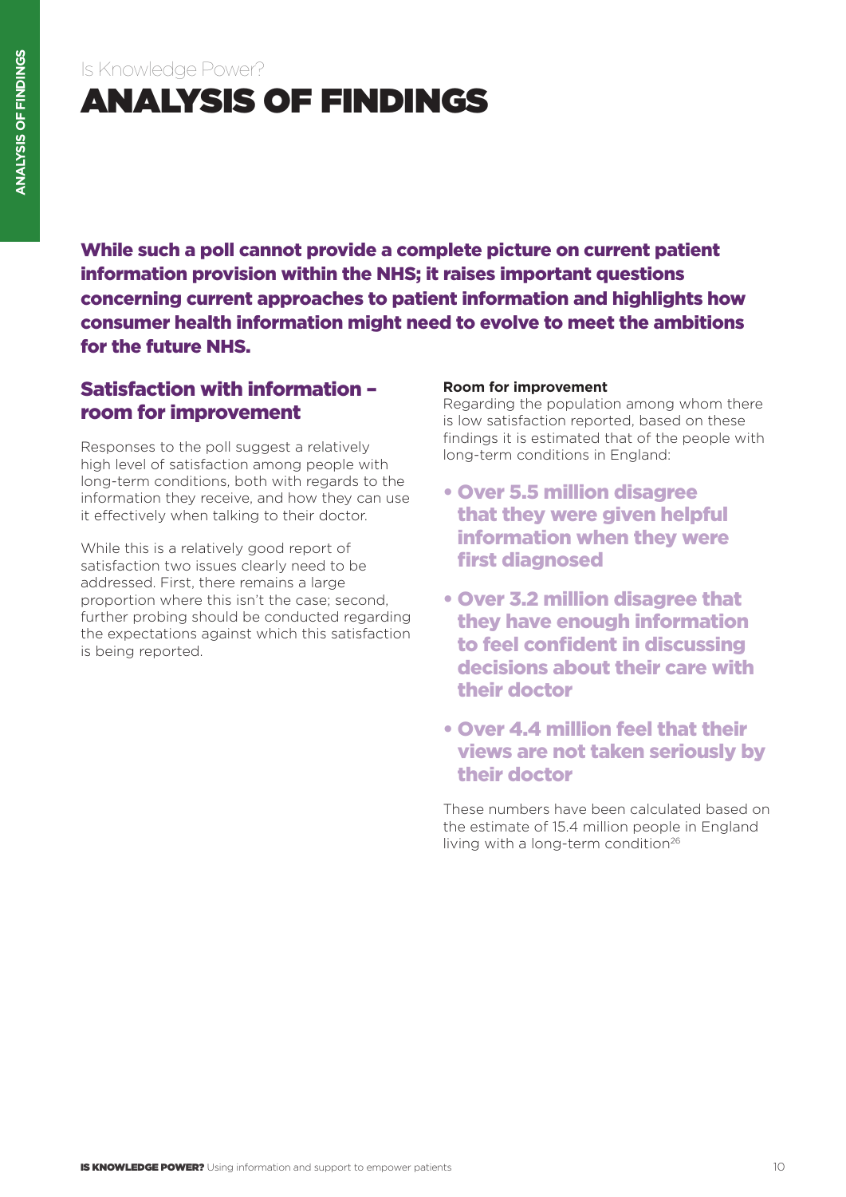Is Knowledge Power?

# ANALYSIS OF FINDINGS

**While such a poll cannot provide a complete picture on current patient information provision within the NHS; it raises important questions concerning current approaches to patient information and highlights how consumer health information might need to evolve to meet the ambitions for the future NHS.**

## Satisfaction with information – room for improvement

Responses to the poll suggest a relatively high level of satisfaction among people with long-term conditions, both with regards to the information they receive, and how they can use it effectively when talking to their doctor.

While this is a relatively good report of satisfaction two issues clearly need to be addressed. First, there remains a large proportion where this isn't the case; second, further probing should be conducted regarding the expectations against which this satisfaction is being reported.

**Room for improvement**

Regarding the population among whom there is low satisfaction reported, based on these findings it is estimated that of the people with long-term conditions in England:

- **Over 5.5 million disagree that they were given helpful information when they were first diagnosed**
- **Over 3.2 million disagree that they have enough information to feel confident in discussing decisions about their care with their doctor**
- **Over 4.4 million feel that their views are not taken seriously by their doctor**

These numbers have been calculated based on the estimate of 15.4 million people in England living with a long-term condition[26]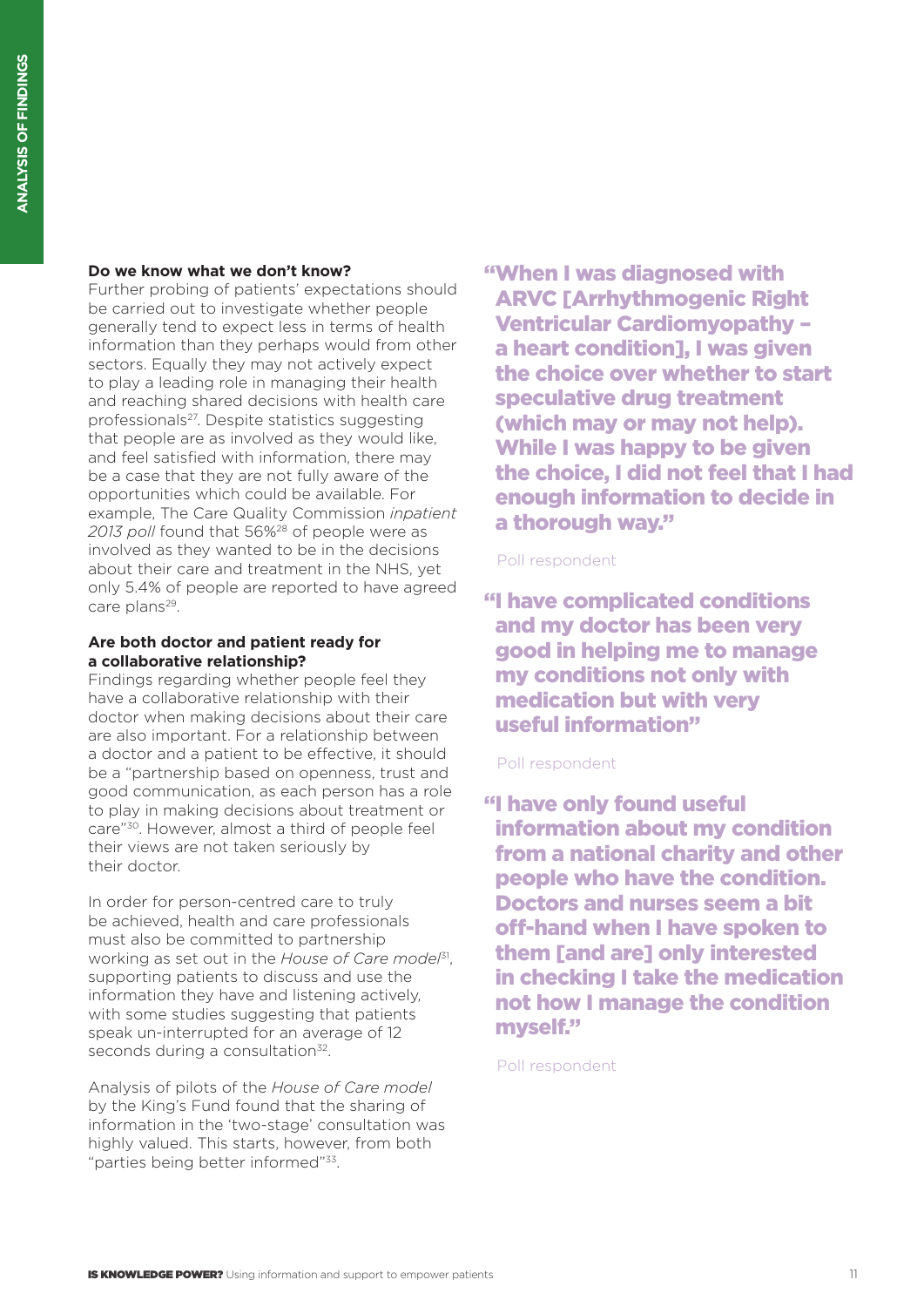### Do we know what we don't know?

Further probing of patients' expectations should be carried out to investigate whether people generally tend to expect less in terms of health information than they perhaps would from other sectors. Equally they may not actively expect to play a leading role in managing their health and reaching shared decisions with health care professionals[27]. Despite statistics suggesting that people are as involved as they would like, and feel satisfied with information, there may be a case that they are not fully aware of the opportunities which could be available. For example, The Care Quality Commission *inpatient 2013 poll* found that 56%[28] of people were as involved as they wanted to be in the decisions about their care and treatment in the NHS, yet only 5.4% of people are reported to have agreed care plans[29].

### Are both doctor and patient ready for a collaborative relationship?

Findings regarding whether people feel they have a collaborative relationship with their doctor when making decisions about their care are also important. For a relationship between a doctor and a patient to be effective, it should be a "partnership based on openness, trust and good communication, as each person has a role to play in making decisions about treatment or care"[30]. However, almost a third of people feel their views are not taken seriously by their doctor.

In order for person-centred care to truly be achieved, health and care professionals must also be committed to partnership working as set out in the *House of Care model*[31], supporting patients to discuss and use the information they have and listening actively, with some studies suggesting that patients speak un-interrupted for an average of 12 seconds during a consultation[32].

Analysis of pilots of the *House of Care model* by the King's Fund found that the sharing of information in the 'two-stage' consultation was highly valued. This starts, however, from both "parties being better informed"[33].

> **"When I was diagnosed with ARVC [Arrhythmogenic Right Ventricular Cardiomyopathy – a heart condition], I was given the choice over whether to start speculative drug treatment (which may or may not help). While I was happy to be given the choice, I did not feel that I had enough information to decide in a thorough way."**
>
> Poll respondent

> **"I have complicated conditions and my doctor has been very good in helping me to manage my conditions not only with medication but with very useful information"**
>
> Poll respondent

> **"I have only found useful information about my condition from a national charity and other people who have the condition. Doctors and nurses seem a bit off-hand when I have spoken to them [and are] only interested in checking I take the medication not how I manage the condition myself."**
>
> Poll respondent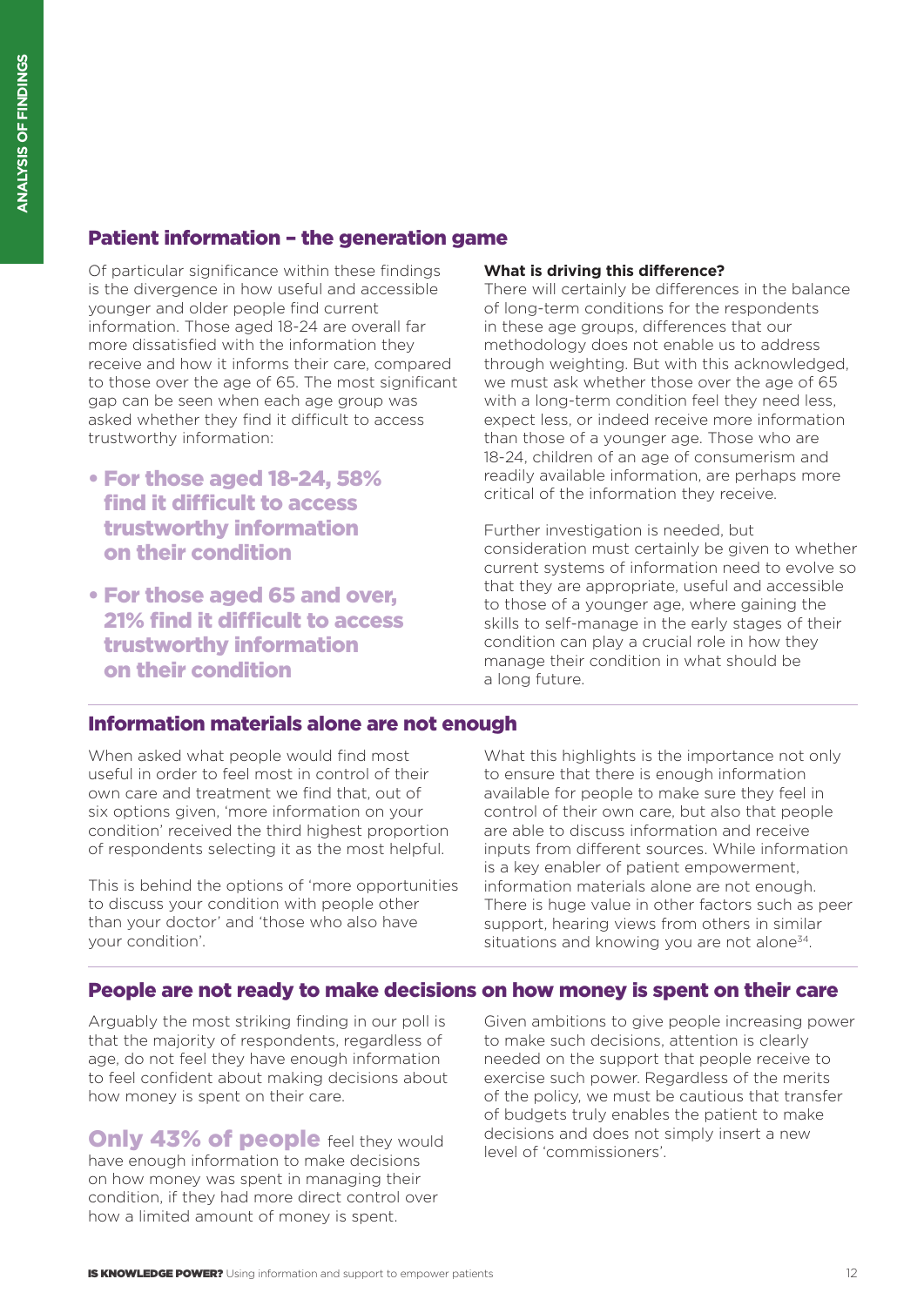## Patient information – the generation game

Of particular significance within these findings is the divergence in how useful and accessible younger and older people find current information. Those aged 18-24 are overall far more dissatisfied with the information they receive and how it informs their care, compared to those over the age of 65. The most significant gap can be seen when each age group was asked whether they find it difficult to access trustworthy information:

- **For those aged 18-24, 58% find it difficult to access trustworthy information on their condition**
- **For those aged 65 and over, 21% find it difficult to access trustworthy information on their condition**

**What is driving this difference?**
There will certainly be differences in the balance of long-term conditions for the respondents in these age groups, differences that our methodology does not enable us to address through weighting. But with this acknowledged, we must ask whether those over the age of 65 with a long-term condition feel they need less, expect less, or indeed receive more information than those of a younger age. Those who are 18-24, children of an age of consumerism and readily available information, are perhaps more critical of the information they receive.

Further investigation is needed, but consideration must certainly be given to whether current systems of information need to evolve so that they are appropriate, useful and accessible to those of a younger age, where gaining the skills to self-manage in the early stages of their condition can play a crucial role in how they manage their condition in what should be a long future.

## Information materials alone are not enough

When asked what people would find most useful in order to feel most in control of their own care and treatment we find that, out of six options given, 'more information on your condition' received the third highest proportion of respondents selecting it as the most helpful.

This is behind the options of 'more opportunities to discuss your condition with people other than your doctor' and 'those who also have your condition'.

What this highlights is the importance not only to ensure that there is enough information available for people to make sure they feel in control of their own care, but also that people are able to discuss information and receive inputs from different sources. While information is a key enabler of patient empowerment, information materials alone are not enough. There is huge value in other factors such as peer support, hearing views from others in similar situations and knowing you are not alone[34].

## People are not ready to make decisions on how money is spent on their care

Arguably the most striking finding in our poll is that the majority of respondents, regardless of age, do not feel they have enough information to feel confident about making decisions about how money is spent on their care.

**Only 43% of people** feel they would have enough information to make decisions on how money was spent in managing their condition, if they had more direct control over how a limited amount of money is spent.

Given ambitions to give people increasing power to make such decisions, attention is clearly needed on the support that people receive to exercise such power. Regardless of the merits of the policy, we must be cautious that transfer of budgets truly enables the patient to make decisions and does not simply insert a new level of 'commissioners'.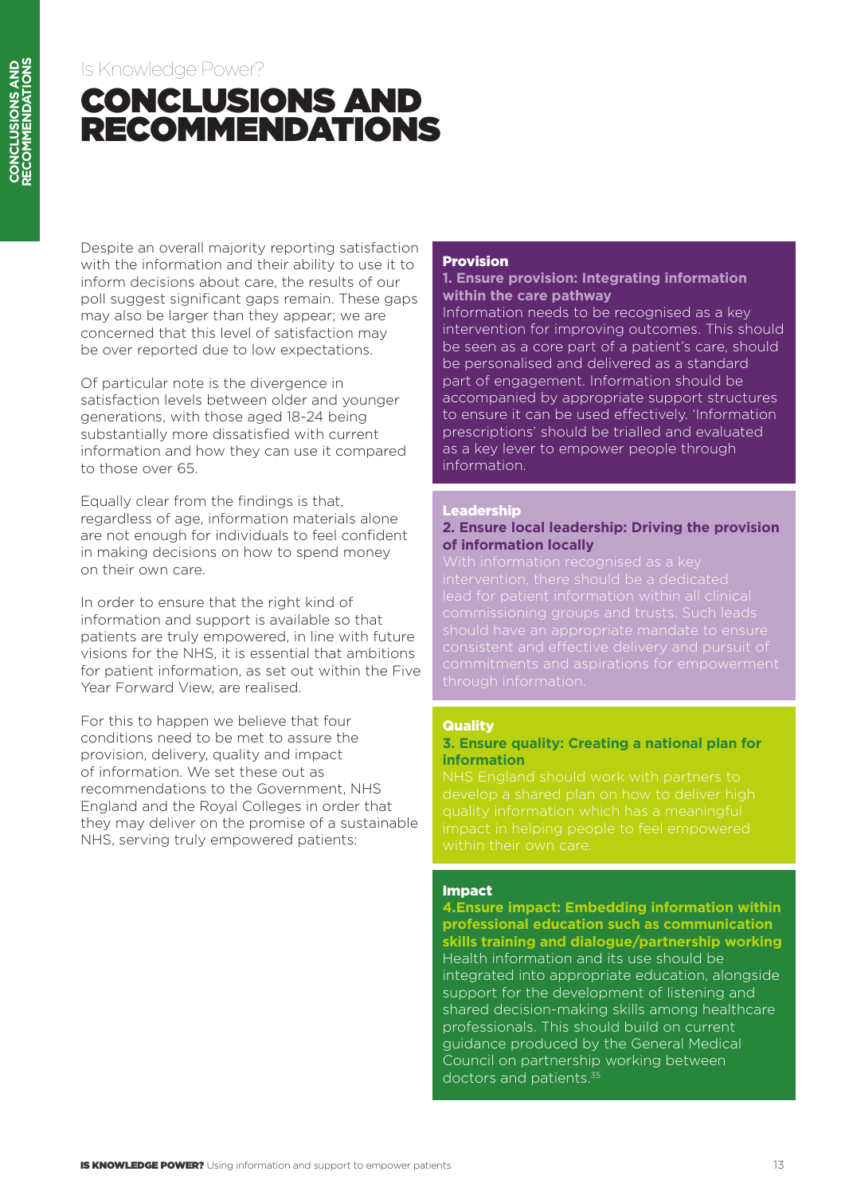Is Knowledge Power?

# CONCLUSIONS AND RECOMMENDATIONS

Despite an overall majority reporting satisfaction with the information and their ability to use it to inform decisions about care, the results of our poll suggest significant gaps remain. These gaps may also be larger than they appear; we are concerned that this level of satisfaction may be over reported due to low expectations.

Of particular note is the divergence in satisfaction levels between older and younger generations, with those aged 18-24 being substantially more dissatisfied with current information and how they can use it compared to those over 65.

Equally clear from the findings is that, regardless of age, information materials alone are not enough for individuals to feel confident in making decisions on how to spend money on their own care.

In order to ensure that the right kind of information and support is available so that patients are truly empowered, in line with future visions for the NHS, it is essential that ambitions for patient information, as set out within the Five Year Forward View, are realised.

For this to happen we believe that four conditions need to be met to assure the provision, delivery, quality and impact of information. We set these out as recommendations to the Government, NHS England and the Royal Colleges in order that they may deliver on the promise of a sustainable NHS, serving truly empowered patients:

### Provision

**1. Ensure provision: Integrating information within the care pathway**

Information needs to be recognised as a key intervention for improving outcomes. This should be seen as a core part of a patient's care, should be personalised and delivered as a standard part of engagement. Information should be accompanied by appropriate support structures to ensure it can be used effectively. 'Information prescriptions' should be trialled and evaluated as a key lever to empower people through information.

### Leadership

**2. Ensure local leadership: Driving the provision of information locally**

With information recognised as a key intervention, there should be a dedicated lead for patient information within all clinical commissioning groups and trusts. Such leads should have an appropriate mandate to ensure consistent and effective delivery and pursuit of commitments and aspirations for empowerment through information.

### Quality

**3. Ensure quality: Creating a national plan for information**

NHS England should work with partners to develop a shared plan on how to deliver high quality information which has a meaningful impact in helping people to feel empowered within their own care.

### Impact

**4.Ensure impact: Embedding information within professional education such as communication skills training and dialogue/partnership working**

Health information and its use should be integrated into appropriate education, alongside support for the development of listening and shared decision-making skills among healthcare professionals. This should build on current guidance produced by the General Medical Council on partnership working between doctors and patients.[35]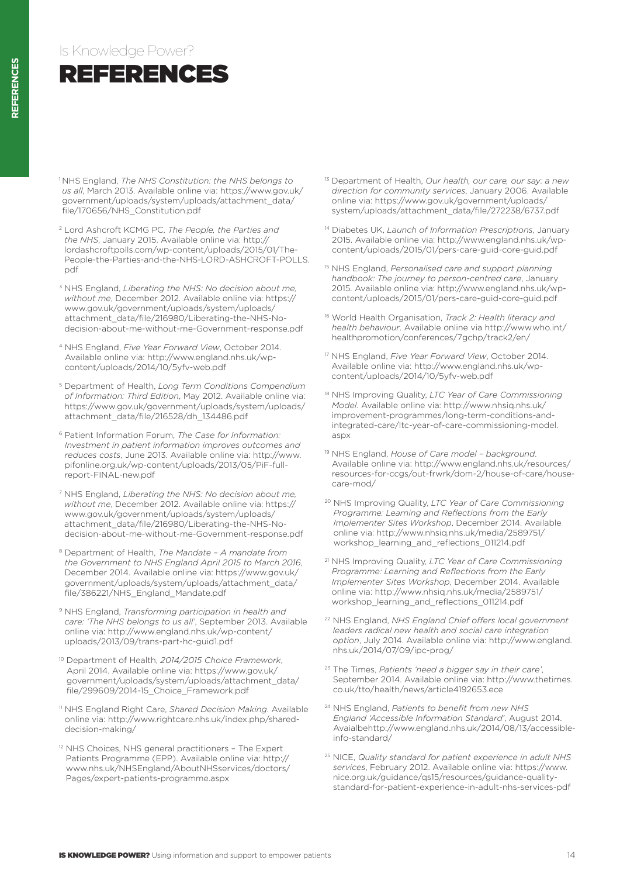Is Knowledge Power?

# REFERENCES

[1] NHS England, *The NHS Constitution: the NHS belongs to us all*, March 2013. Available online via: https://www.gov.uk/government/uploads/system/uploads/attachment_data/file/170656/NHS_Constitution.pdf

[2] Lord Ashcroft KCMG PC, *The People, the Parties and the NHS*, January 2015. Available online via: http://lordashcroftpolls.com/wp-content/uploads/2015/01/The-People-the-Parties-and-the-NHS-LORD-ASHCROFT-POLLS.pdf

[3] NHS England, *Liberating the NHS: No decision about me, without me*, December 2012. Available online via: https://www.gov.uk/government/uploads/system/uploads/attachment_data/file/216980/Liberating-the-NHS-No-decision-about-me-without-me-Government-response.pdf

[4] NHS England, *Five Year Forward View*, October 2014. Available online via: http://www.england.nhs.uk/wp-content/uploads/2014/10/5yfv-web.pdf

[5] Department of Health, *Long Term Conditions Compendium of Information: Third Edition*, May 2012. Available online via: https://www.gov.uk/government/uploads/system/uploads/attachment_data/file/216528/dh_134486.pdf

[6] Patient Information Forum, *The Case for Information: Investment in patient information improves outcomes and reduces costs*, June 2013. Available online via: http://www.pifonline.org.uk/wp-content/uploads/2013/05/PiF-full-report-FINAL-new.pdf

[7] NHS England, *Liberating the NHS: No decision about me, without me*, December 2012. Available online via: https://www.gov.uk/government/uploads/system/uploads/attachment_data/file/216980/Liberating-the-NHS-No-decision-about-me-without-me-Government-response.pdf

[8] Department of Health, *The Mandate – A mandate from the Government to NHS England April 2015 to March 2016*, December 2014. Available online via: https://www.gov.uk/government/uploads/system/uploads/attachment_data/file/386221/NHS_England_Mandate.pdf

[9] NHS England, *Transforming participation in health and care: 'The NHS belongs to us all'*, September 2013. Available online via: http://www.england.nhs.uk/wp-content/uploads/2013/09/trans-part-hc-guid1.pdf

[10] Department of Health, *2014/2015 Choice Framework*, April 2014. Available online via: https://www.gov.uk/government/uploads/system/uploads/attachment_data/file/299609/2014-15_Choice_Framework.pdf

[11] NHS England Right Care, *Shared Decision Making*. Available online via: http://www.rightcare.nhs.uk/index.php/shared-decision-making/

[12] NHS Choices, NHS general practitioners – The Expert Patients Programme (EPP). Available online via: http://www.nhs.uk/NHSEngland/AboutNHSservices/doctors/Pages/expert-patients-programme.aspx

[13] Department of Health, *Our health, our care, our say: a new direction for community services*, January 2006. Available online via: https://www.gov.uk/government/uploads/system/uploads/attachment_data/file/272238/6737.pdf

[14] Diabetes UK, *Launch of Information Prescriptions*, January 2015. Available online via: http://www.england.nhs.uk/wp-content/uploads/2015/01/pers-care-guid-core-guid.pdf

[15] NHS England, *Personalised care and support planning handbook: The journey to person-centred care*, January 2015. Available online via: http://www.england.nhs.uk/wp-content/uploads/2015/01/pers-care-guid-core-guid.pdf

[16] World Health Organisation, *Track 2: Health literacy and health behaviour*. Available online via http://www.who.int/healthpromotion/conferences/7gchp/track2/en/

[17] NHS England, *Five Year Forward View*, October 2014. Available online via: http://www.england.nhs.uk/wp-content/uploads/2014/10/5yfv-web.pdf

[18] NHS Improving Quality, *LTC Year of Care Commissioning Model*. Available online via: http://www.nhsiq.nhs.uk/improvement-programmes/long-term-conditions-and-integrated-care/ltc-year-of-care-commissioning-model.aspx

[19] NHS England, *House of Care model – background*. Available online via: http://www.england.nhs.uk/resources/resources-for-ccgs/out-frwrk/dom-2/house-of-care/house-care-mod/

[20] NHS Improving Quality, *LTC Year of Care Commissioning Programme: Learning and Reflections from the Early Implementer Sites Workshop*, December 2014. Available online via: http://www.nhsiq.nhs.uk/media/2589751/workshop_learning_and_reflections_011214.pdf

[21] NHS Improving Quality, *LTC Year of Care Commissioning Programme: Learning and Reflections from the Early Implementer Sites Workshop*, December 2014. Available online via: http://www.nhsiq.nhs.uk/media/2589751/workshop_learning_and_reflections_011214.pdf

[22] NHS England, *NHS England Chief offers local government leaders radical new health and social care integration option*, July 2014. Available online via: http://www.england.nhs.uk/2014/07/09/ipc-prog/

[23] The Times, *Patients 'need a bigger say in their care'*, September 2014. Available online via: http://www.thetimes.co.uk/tto/health/news/article4192653.ece

[24] NHS England, *Patients to benefit from new NHS England 'Accessible Information Standard'*, August 2014. Avaialbehttp://www.england.nhs.uk/2014/08/13/accessible-info-standard/

[25] NICE, *Quality standard for patient experience in adult NHS services*, February 2012. Available online via: https://www.nice.org.uk/guidance/qs15/resources/guidance-quality-standard-for-patient-experience-in-adult-nhs-services-pdf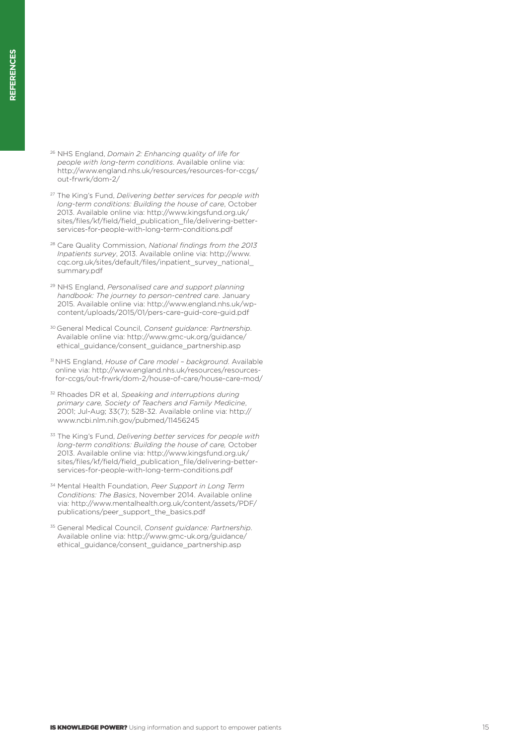[26] NHS England, *Domain 2: Enhancing quality of life for people with long-term conditions*. Available online via: http://www.england.nhs.uk/resources/resources-for-ccgs/out-frwrk/dom-2/

[27] The King's Fund, *Delivering better services for people with long-term conditions: Building the house of care*, October 2013. Available online via: http://www.kingsfund.org.uk/sites/files/kf/field/field_publication_file/delivering-better-services-for-people-with-long-term-conditions.pdf

[28] Care Quality Commission, *National findings from the 2013 Inpatients survey*, 2013. Available online via: http://www.cqc.org.uk/sites/default/files/inpatient_survey_national_summary.pdf

[29] NHS England, *Personalised care and support planning handbook: The journey to person-centred care*. January 2015. Available online via: http://www.england.nhs.uk/wp-content/uploads/2015/01/pers-care-guid-core-guid.pdf

[30] General Medical Council, *Consent guidance: Partnership*. Available online via: http://www.gmc-uk.org/guidance/ethical_guidance/consent_guidance_partnership.asp

[31] NHS England, *House of Care model – background*. Available online via: http://www.england.nhs.uk/resources/resources-for-ccgs/out-frwrk/dom-2/house-of-care/house-care-mod/

[32] Rhoades DR et al, *Speaking and interruptions during primary care, Society of Teachers and Family Medicine*, 2001; Jul-Aug; 33(7); 528-32. Available online via: http://www.ncbi.nlm.nih.gov/pubmed/11456245

[33] The King's Fund, *Delivering better services for people with long-term conditions: Building the house of care,* October 2013. Available online via: http://www.kingsfund.org.uk/sites/files/kf/field/field_publication_file/delivering-better-services-for-people-with-long-term-conditions.pdf

[34] Mental Health Foundation, *Peer Support in Long Term Conditions: The Basics*, November 2014. Available online via: http://www.mentalhealth.org.uk/content/assets/PDF/publications/peer_support_the_basics.pdf

[35] General Medical Council, *Consent guidance: Partnership*. Available online via: http://www.gmc-uk.org/guidance/ethical_guidance/consent_guidance_partnership.asp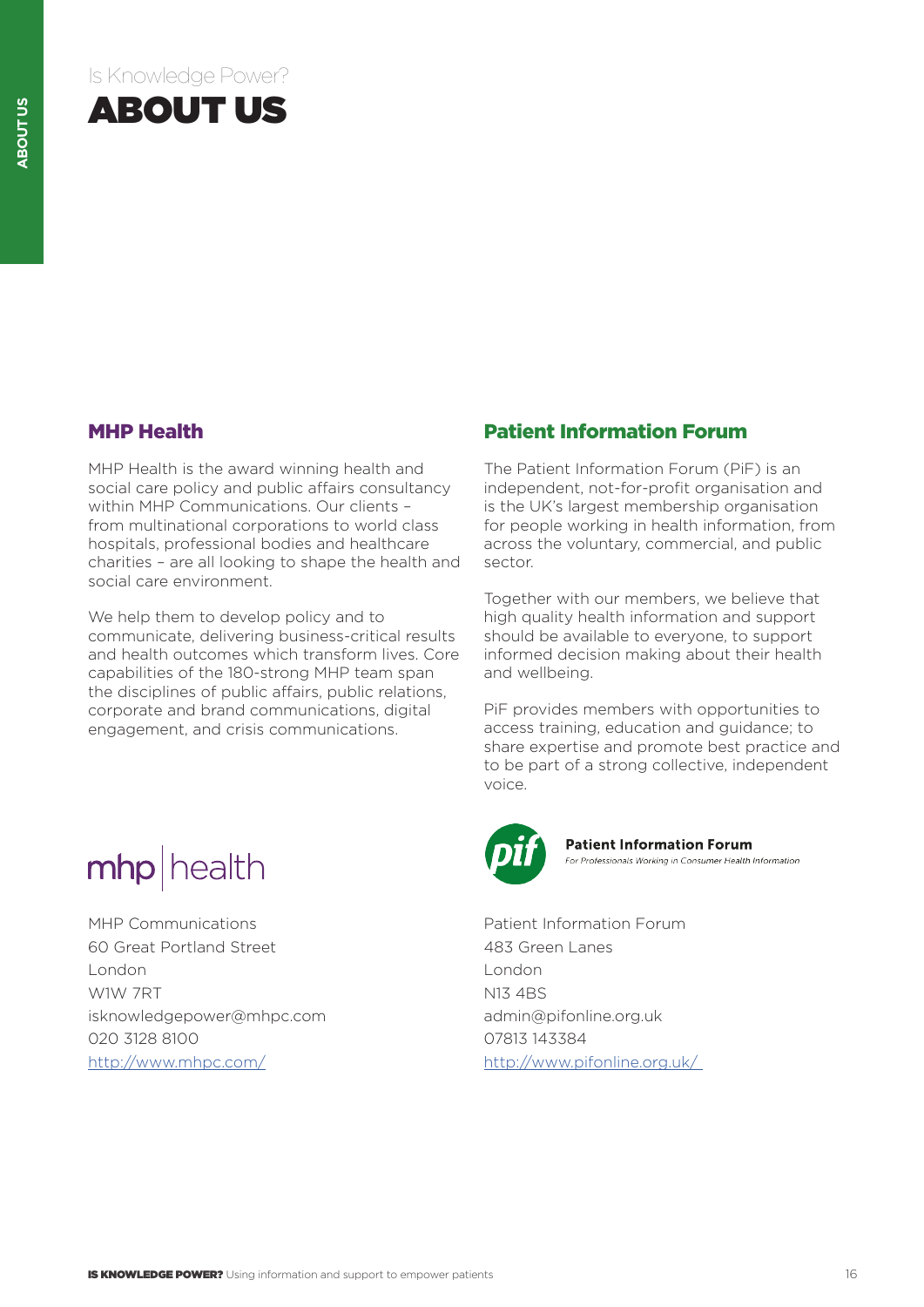Is Knowledge Power?

# ABOUT US

## MHP Health

MHP Health is the award winning health and social care policy and public affairs consultancy within MHP Communications. Our clients – from multinational corporations to world class hospitals, professional bodies and healthcare charities – are all looking to shape the health and social care environment.

We help them to develop policy and to communicate, delivering business-critical results and health outcomes which transform lives. Core capabilities of the 180-strong MHP team span the disciplines of public affairs, public relations, corporate and brand communications, digital engagement, and crisis communications.

mhp | health

MHP Communications
60 Great Portland Street
London
W1W 7RT
isknowledgepower@mhpc.com
020 3128 8100
http://www.mhpc.com/

## Patient Information Forum

The Patient Information Forum (PiF) is an independent, not-for-profit organisation and is the UK's largest membership organisation for people working in health information, from across the voluntary, commercial, and public sector.

Together with our members, we believe that high quality health information and support should be available to everyone, to support informed decision making about their health and wellbeing.

PiF provides members with opportunities to access training, education and guidance; to share expertise and promote best practice and to be part of a strong collective, independent voice.

**Patient Information Forum**
*For Professionals Working in Consumer Health Information*

Patient Information Forum
483 Green Lanes
London
N13 4BS
admin@pifonline.org.uk
07813 143384
http://www.pifonline.org.uk/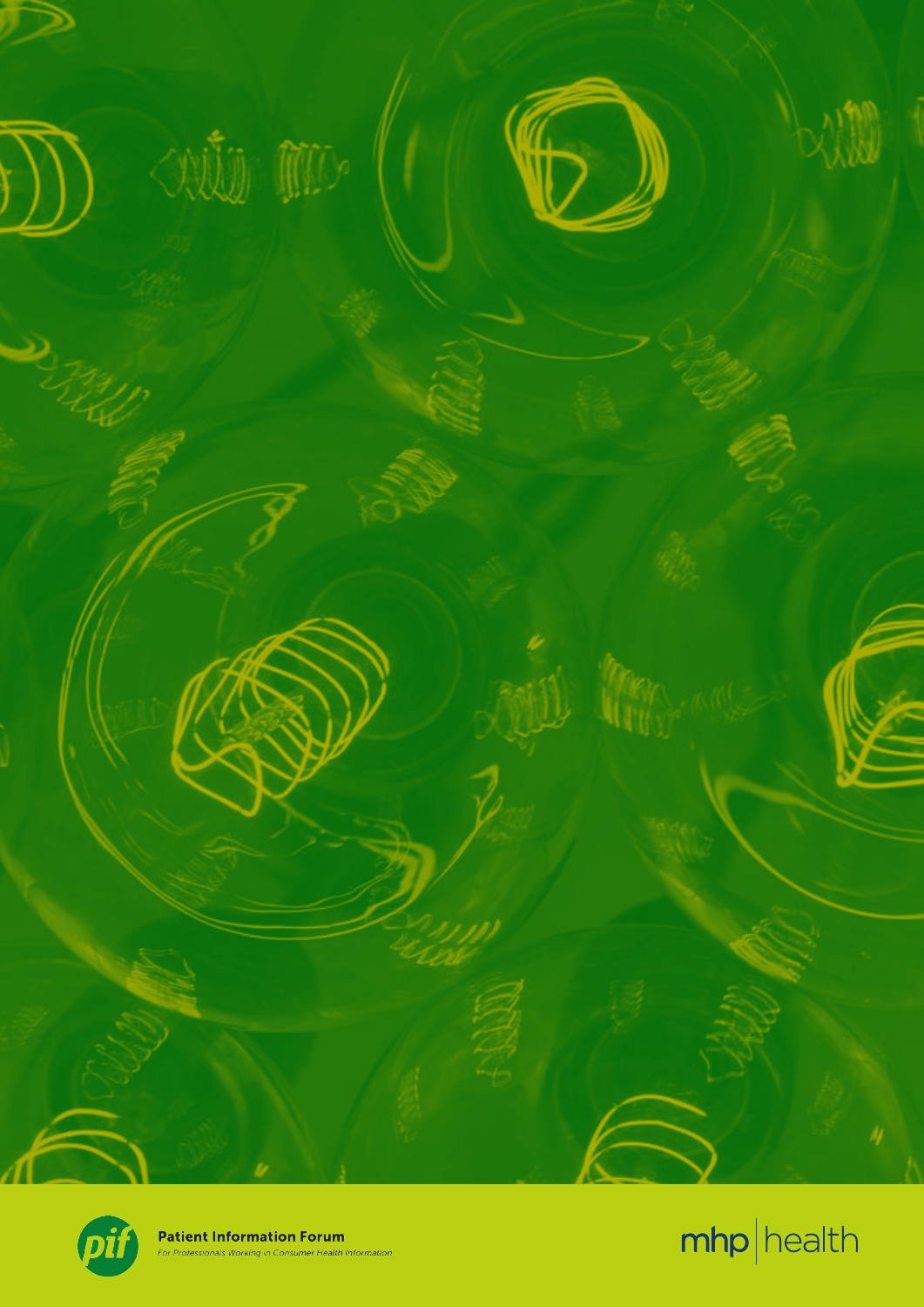Patient Information Forum

For Professionals Working in Consumer Health Information

mhp | health